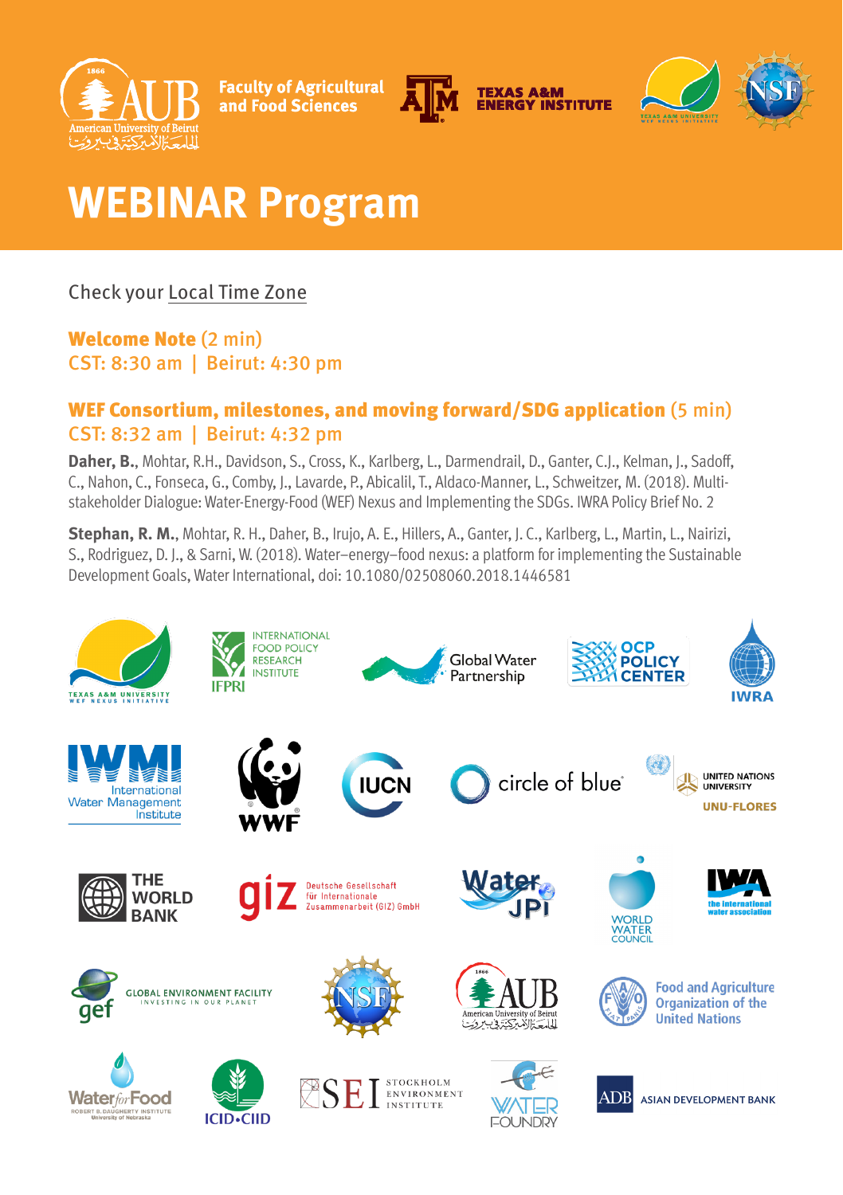# WEBINAR Program

Check your Local Time Zone

**Welcome Note** (2 min)
CST: 8:30 am | Beirut: 4:30 pm

**WEF Consortium, milestones, and moving forward/SDG application** (5 min)
CST: 8:32 am | Beirut: 4:32 pm

**Daher, B.**, Mohtar, R.H., Davidson, S., Cross, K., Karlberg, L., Darmendrail, D., Ganter, C.J., Kelman, J., Sadoff, C., Nahon, C., Fonseca, G., Comby, J., Lavarde, P., Abicalil, T., Aldaco-Manner, L., Schweitzer, M. (2018). Multi-stakeholder Dialogue: Water-Energy-Food (WEF) Nexus and Implementing the SDGs. IWRA Policy Brief No. 2

**Stephan, R. M.**, Mohtar, R. H., Daher, B., Irujo, A. E., Hillers, A., Ganter, J. C., Karlberg, L., Martin, L., Nairizi, S., Rodriguez, D. J., & Sarni, W. (2018). Water–energy–food nexus: a platform for implementing the Sustainable Development Goals, Water International, doi: 10.1080/02508060.2018.1446581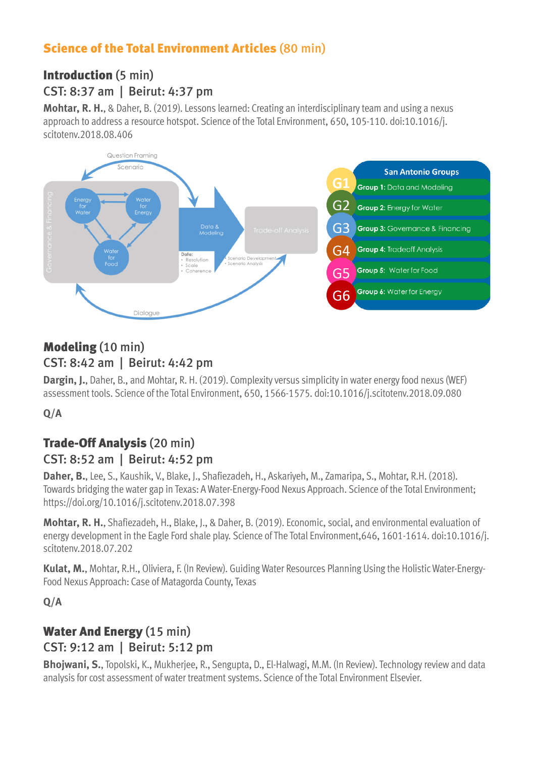## Science of the Total Environment Articles (80 min)

### Introduction (5 min)

CST: 8:37 am | Beirut: 4:37 pm

**Mohtar, R. H.**, & Daher, B. (2019). Lessons learned: Creating an interdisciplinary team and using a nexus approach to address a resource hotspot. Science of the Total Environment, 650, 105-110. doi:10.1016/j.scitotenv.2018.08.406

Question Framing
Scenario

Governance & Financing

Energy for Water
Water for Energy
Water for Food

Data & Modeling

Trade-off Analysis

Data:
- Resolution
- Scale
- Coherence

- Scenario Development
- Scenario Analysis

Dialogue

**San Antonio Groups**

- G1 **Group 1:** Data and Modeling
- G2 **Group 2:** Energy for Water
- G3 **Group 3:** Governance & Financing
- G4 **Group 4:** Tradeoff Analysis
- G5 **Group 5:** Water for Food
- G6 **Group 6:** Water for Energy

### Modeling (10 min)

CST: 8:42 am | Beirut: 4:42 pm

**Dargin, J.**, Daher, B., and Mohtar, R. H. (2019). Complexity versus simplicity in water energy food nexus (WEF) assessment tools. Science of the Total Environment, 650, 1566-1575. doi:10.1016/j.scitotenv.2018.09.080

**Q/A**

### Trade-Off Analysis (20 min)

CST: 8:52 am | Beirut: 4:52 pm

**Daher, B.**, Lee, S., Kaushik, V., Blake, J., Shafiezadeh, H., Askariyeh, M., Zamaripa, S., Mohtar, R.H. (2018). Towards bridging the water gap in Texas: A Water-Energy-Food Nexus Approach. Science of the Total Environment; https://doi.org/10.1016/j.scitotenv.2018.07.398

**Mohtar, R. H.**, Shafiezadeh, H., Blake, J., & Daher, B. (2019). Economic, social, and environmental evaluation of energy development in the Eagle Ford shale play. Science of The Total Environment,646, 1601-1614. doi:10.1016/j.scitotenv.2018.07.202

**Kulat, M.**, Mohtar, R.H., Oliviera, F. (In Review). Guiding Water Resources Planning Using the Holistic Water-Energy-Food Nexus Approach: Case of Matagorda County, Texas

**Q/A**

### Water And Energy (15 min)

CST: 9:12 am | Beirut: 5:12 pm

**Bhojwani, S.**, Topolski, K., Mukherjee, R., Sengupta, D., El-Halwagi, M.M. (In Review). Technology review and data analysis for cost assessment of water treatment systems. Science of the Total Environment Elsevier.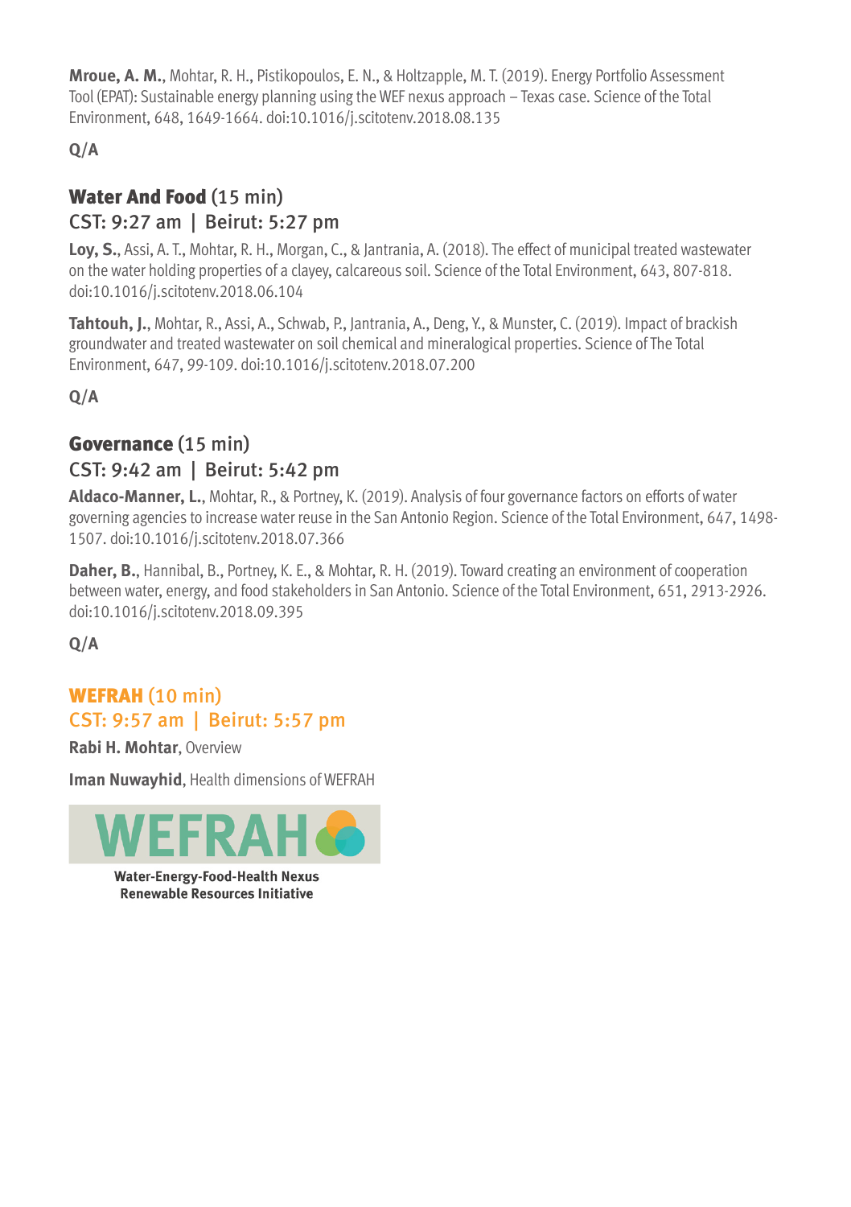**Mroue, A. M.**, Mohtar, R. H., Pistikopoulos, E. N., & Holtzapple, M. T. (2019). Energy Portfolio Assessment Tool (EPAT): Sustainable energy planning using the WEF nexus approach – Texas case. Science of the Total Environment, 648, 1649-1664. doi:10.1016/j.scitotenv.2018.08.135

**Q/A**

## **Water And Food** (15 min)

### CST: 9:27 am | Beirut: 5:27 pm

**Loy, S.**, Assi, A. T., Mohtar, R. H., Morgan, C., & Jantrania, A. (2018). The effect of municipal treated wastewater on the water holding properties of a clayey, calcareous soil. Science of the Total Environment, 643, 807-818. doi:10.1016/j.scitotenv.2018.06.104

**Tahtouh, J.**, Mohtar, R., Assi, A., Schwab, P., Jantrania, A., Deng, Y., & Munster, C. (2019). Impact of brackish groundwater and treated wastewater on soil chemical and mineralogical properties. Science of The Total Environment, 647, 99-109. doi:10.1016/j.scitotenv.2018.07.200

**Q/A**

## **Governance** (15 min)

### CST: 9:42 am | Beirut: 5:42 pm

**Aldaco-Manner, L.**, Mohtar, R., & Portney, K. (2019). Analysis of four governance factors on efforts of water governing agencies to increase water reuse in the San Antonio Region. Science of the Total Environment, 647, 1498-1507. doi:10.1016/j.scitotenv.2018.07.366

**Daher, B.**, Hannibal, B., Portney, K. E., & Mohtar, R. H. (2019). Toward creating an environment of cooperation between water, energy, and food stakeholders in San Antonio. Science of the Total Environment, 651, 2913-2926. doi:10.1016/j.scitotenv.2018.09.395

**Q/A**

## **WEFRAH** (10 min)

### CST: 9:57 am | Beirut: 5:57 pm

**Rabi H. Mohtar**, Overview

**Iman Nuwayhid**, Health dimensions of WEFRAH

WEFRAH

**Water-Energy-Food-Health Nexus**
**Renewable Resources Initiative**